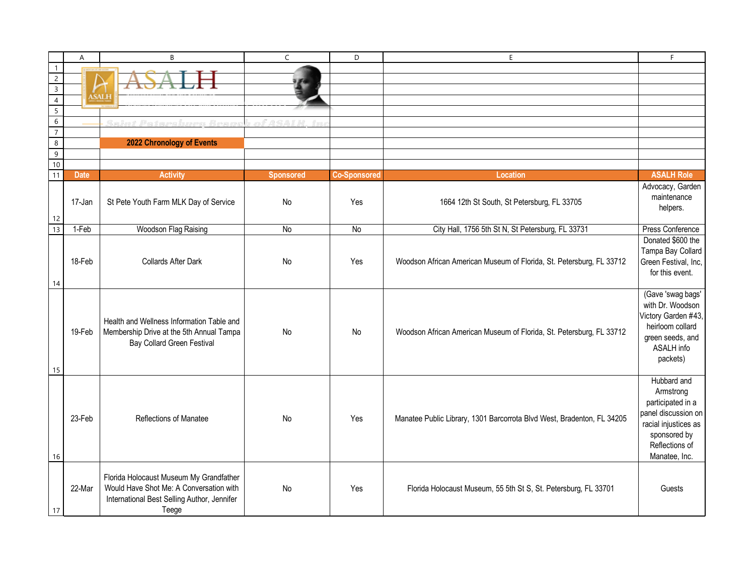ASALH

Saint Petersburg Branch of ASALH, Inc

## 2022 Chronology of Events

| Date | Activity | Sponsored | Co-Sponsored | Location | ASALH Role |
|---|---|---|---|---|---|
| 17-Jan | St Pete Youth Farm MLK Day of Service | No | Yes | 1664 12th St South, St Petersburg, FL 33705 | Advocacy, Garden maintenance helpers. |
| 1-Feb | Woodson Flag Raising | No | No | City Hall, 1756 5th St N, St Petersburg, FL 33731 | Press Conference |
| 18-Feb | Collards After Dark | No | Yes | Woodson African American Museum of Florida, St. Petersburg, FL 33712 | Donated $600 the Tampa Bay Collard Green Festival, Inc, for this event. |
| 19-Feb | Health and Wellness Information Table and Membership Drive at the 5th Annual Tampa Bay Collard Green Festival | No | No | Woodson African American Museum of Florida, St. Petersburg, FL 33712 | (Gave 'swag bags' with Dr. Woodson Victory Garden #43, heirloom collard green seeds, and ASALH info packets) |
| 23-Feb | Reflections of Manatee | No | Yes | Manatee Public Library, 1301 Barcorrota Blvd West, Bradenton, FL 34205 | Hubbard and Armstrong participated in a panel discussion on racial injustices as sponsored by Reflections of Manatee, Inc. |
| 22-Mar | Florida Holocaust Museum My Grandfather Would Have Shot Me: A Conversation with International Best Selling Author, Jennifer Teege | No | Yes | Florida Holocaust Museum, 55 5th St S, St. Petersburg, FL 33701 | Guests |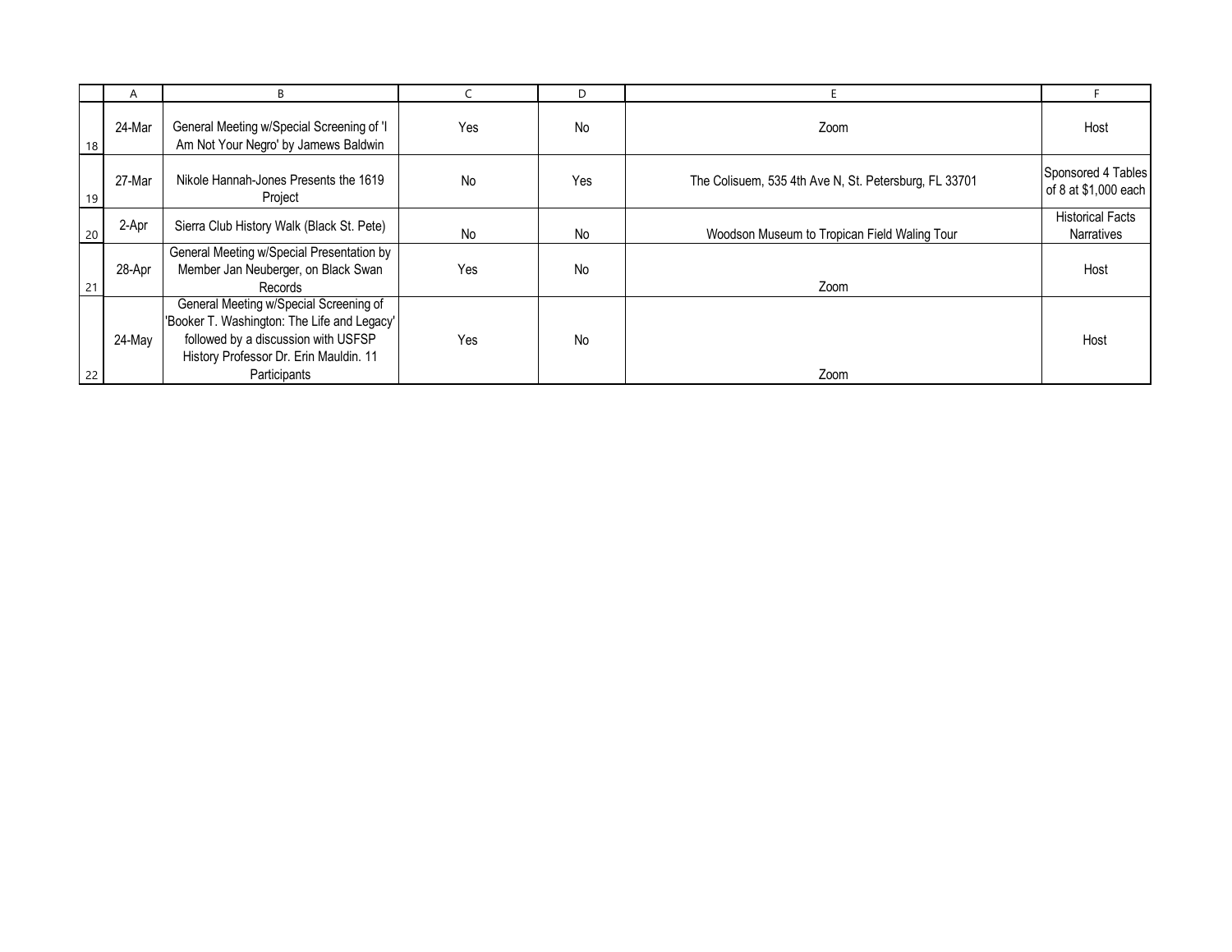| | A | B | C | D | E | F |
|---|---|---|---|---|---|---|
| 18 | 24-Mar | General Meeting w/Special Screening of 'I Am Not Your Negro' by Jamews Baldwin | Yes | No | Zoom | Host |
| 19 | 27-Mar | Nikole Hannah-Jones Presents the 1619 Project | No | Yes | The Colisuem, 535 4th Ave N, St. Petersburg, FL 33701 | Sponsored 4 Tables of 8 at $1,000 each |
| 20 | 2-Apr | Sierra Club History Walk (Black St. Pete) | No | No | Woodson Museum to Tropican Field Waling Tour | Historical Facts Narratives |
| 21 | 28-Apr | General Meeting w/Special Presentation by Member Jan Neuberger, on Black Swan Records | Yes | No | Zoom | Host |
| 22 | 24-May | General Meeting w/Special Screening of 'Booker T. Washington: The Life and Legacy' followed by a discussion with USFSP History Professor Dr. Erin Mauldin. 11 Participants | Yes | No | Zoom | Host |